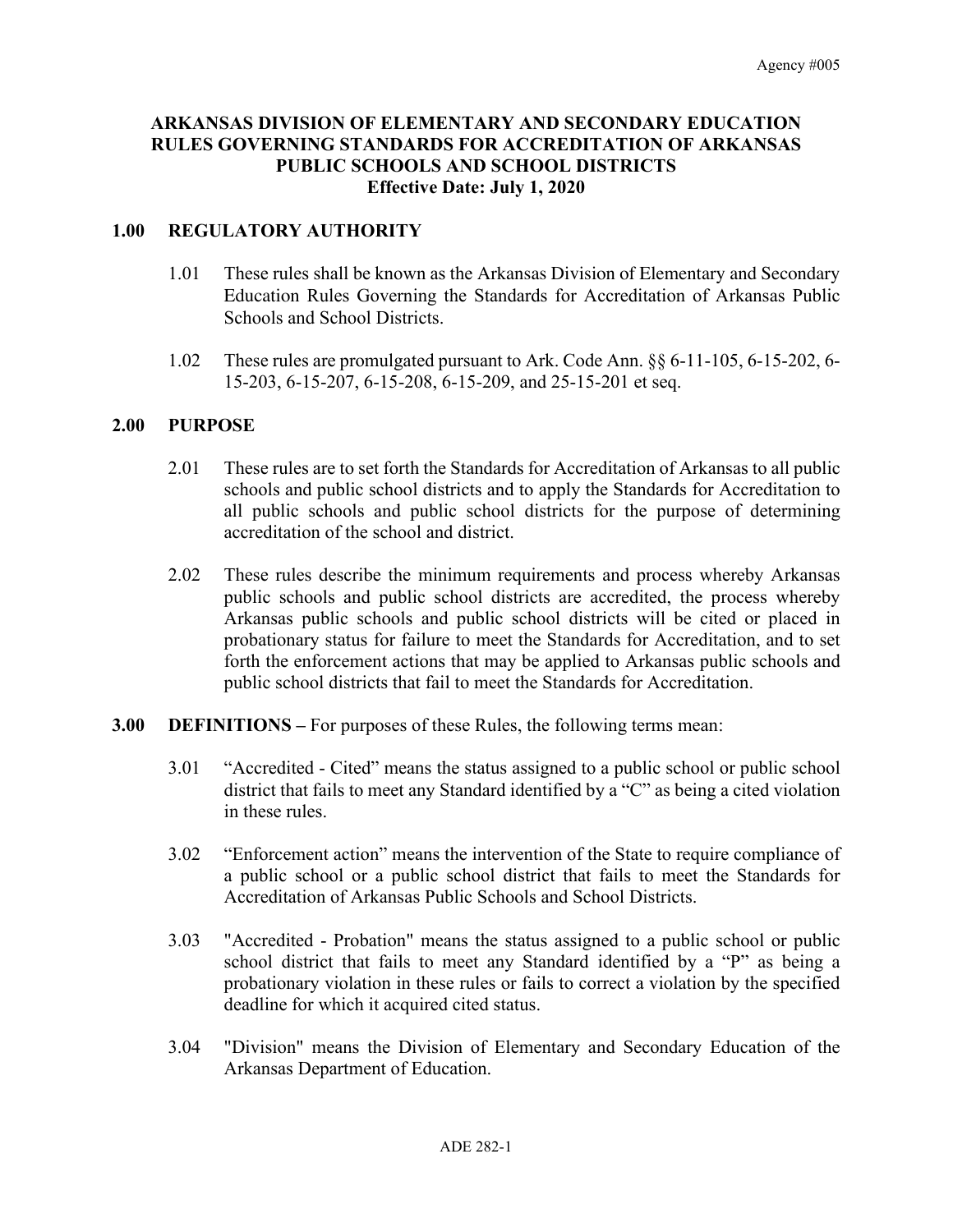# ARKANSAS DIVISION OF ELEMENTARY AND SECONDARY EDUCATION RULES GOVERNING STANDARDS FOR ACCREDITATION OF ARKANSAS PUBLIC SCHOOLS AND SCHOOL DISTRICTS

**Effective Date: July 1, 2020**

## 1.00 REGULATORY AUTHORITY

1.01 These rules shall be known as the Arkansas Division of Elementary and Secondary Education Rules Governing the Standards for Accreditation of Arkansas Public Schools and School Districts.

1.02 These rules are promulgated pursuant to Ark. Code Ann. §§ 6-11-105, 6-15-202, 6-15-203, 6-15-207, 6-15-208, 6-15-209, and 25-15-201 et seq.

## 2.00 PURPOSE

2.01 These rules are to set forth the Standards for Accreditation of Arkansas to all public schools and public school districts and to apply the Standards for Accreditation to all public schools and public school districts for the purpose of determining accreditation of the school and district.

2.02 These rules describe the minimum requirements and process whereby Arkansas public schools and public school districts are accredited, the process whereby Arkansas public schools and public school districts will be cited or placed in probationary status for failure to meet the Standards for Accreditation, and to set forth the enforcement actions that may be applied to Arkansas public schools and public school districts that fail to meet the Standards for Accreditation.

## 3.00 DEFINITIONS – For purposes of these Rules, the following terms mean:

3.01 "Accredited - Cited" means the status assigned to a public school or public school district that fails to meet any Standard identified by a "C" as being a cited violation in these rules.

3.02 "Enforcement action" means the intervention of the State to require compliance of a public school or a public school district that fails to meet the Standards for Accreditation of Arkansas Public Schools and School Districts.

3.03 "Accredited - Probation" means the status assigned to a public school or public school district that fails to meet any Standard identified by a "P" as being a probationary violation in these rules or fails to correct a violation by the specified deadline for which it acquired cited status.

3.04 "Division" means the Division of Elementary and Secondary Education of the Arkansas Department of Education.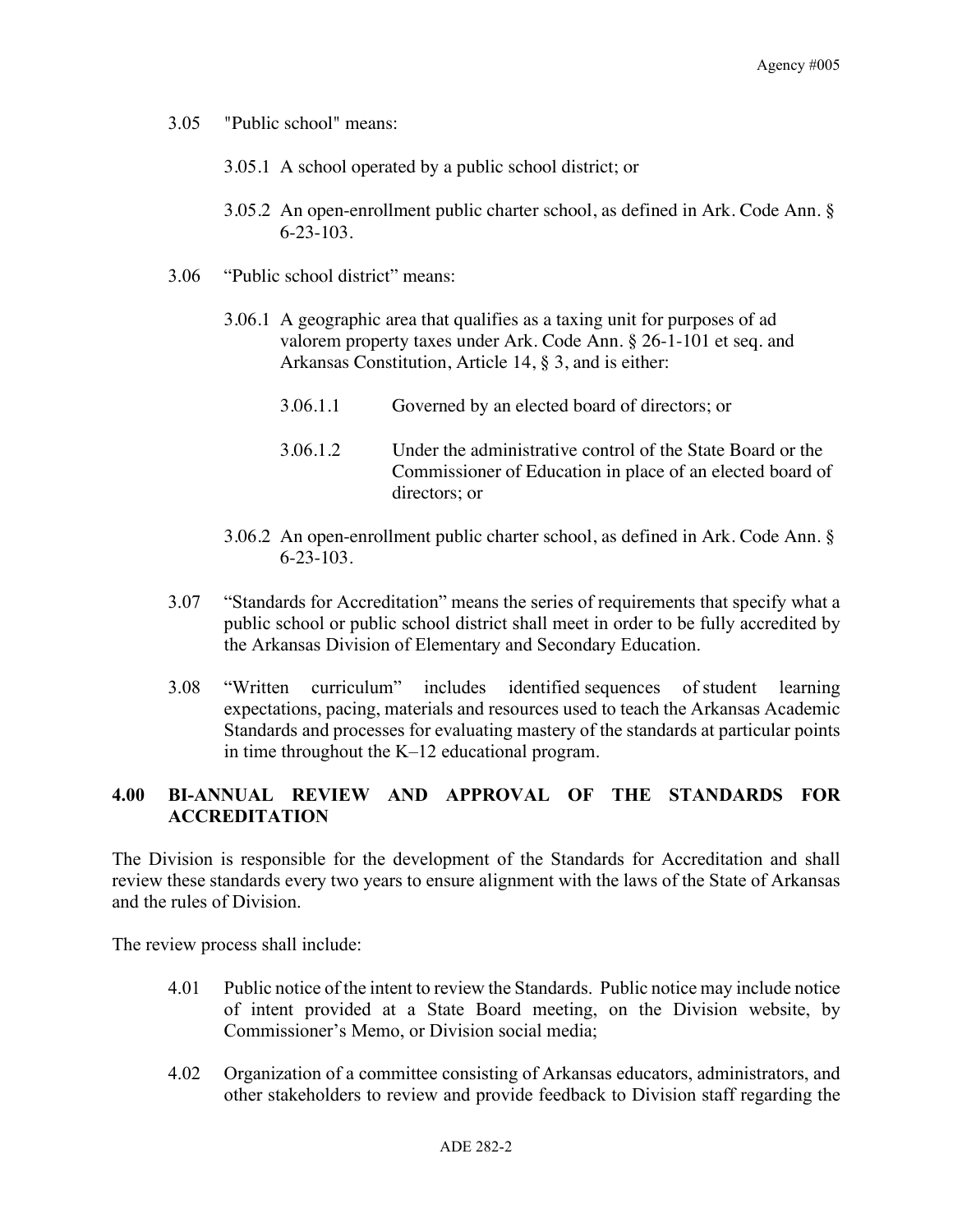3.05 "Public school" means:

3.05.1 A school operated by a public school district; or

3.05.2 An open-enrollment public charter school, as defined in Ark. Code Ann. § 6-23-103.

3.06 "Public school district" means:

3.06.1 A geographic area that qualifies as a taxing unit for purposes of ad valorem property taxes under Ark. Code Ann. § 26-1-101 et seq. and Arkansas Constitution, Article 14, § 3, and is either:

3.06.1.1 Governed by an elected board of directors; or

3.06.1.2 Under the administrative control of the State Board or the Commissioner of Education in place of an elected board of directors; or

3.06.2 An open-enrollment public charter school, as defined in Ark. Code Ann. § 6-23-103.

3.07 "Standards for Accreditation" means the series of requirements that specify what a public school or public school district shall meet in order to be fully accredited by the Arkansas Division of Elementary and Secondary Education.

3.08 "Written curriculum" includes identified sequences of student learning expectations, pacing, materials and resources used to teach the Arkansas Academic Standards and processes for evaluating mastery of the standards at particular points in time throughout the K–12 educational program.

## 4.00 BI-ANNUAL REVIEW AND APPROVAL OF THE STANDARDS FOR ACCREDITATION

The Division is responsible for the development of the Standards for Accreditation and shall review these standards every two years to ensure alignment with the laws of the State of Arkansas and the rules of Division.

The review process shall include:

4.01 Public notice of the intent to review the Standards. Public notice may include notice of intent provided at a State Board meeting, on the Division website, by Commissioner's Memo, or Division social media;

4.02 Organization of a committee consisting of Arkansas educators, administrators, and other stakeholders to review and provide feedback to Division staff regarding the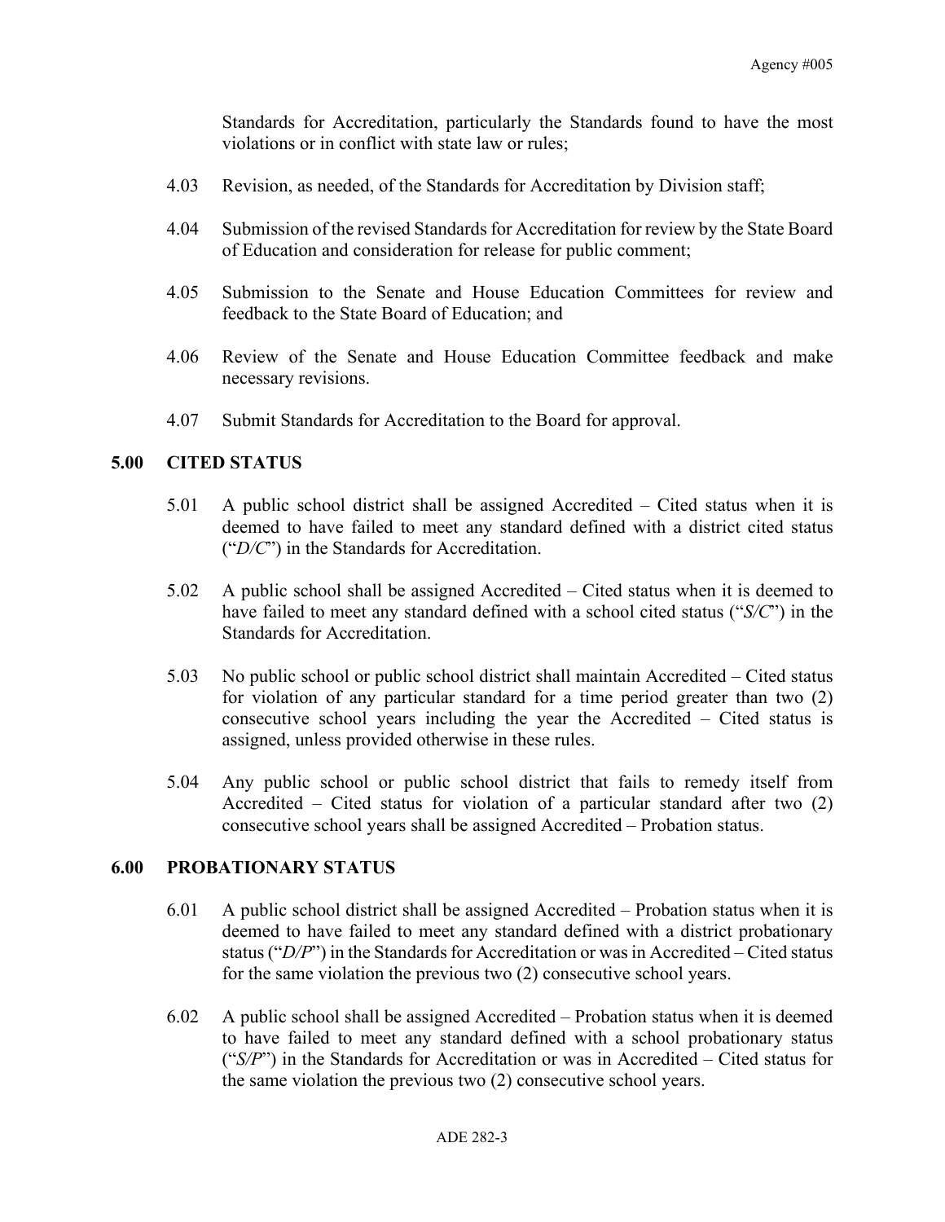Standards for Accreditation, particularly the Standards found to have the most violations or in conflict with state law or rules;

4.03 Revision, as needed, of the Standards for Accreditation by Division staff;

4.04 Submission of the revised Standards for Accreditation for review by the State Board of Education and consideration for release for public comment;

4.05 Submission to the Senate and House Education Committees for review and feedback to the State Board of Education; and

4.06 Review of the Senate and House Education Committee feedback and make necessary revisions.

4.07 Submit Standards for Accreditation to the Board for approval.

## 5.00 CITED STATUS

5.01 A public school district shall be assigned Accredited – Cited status when it is deemed to have failed to meet any standard defined with a district cited status ("*D/C*") in the Standards for Accreditation.

5.02 A public school shall be assigned Accredited – Cited status when it is deemed to have failed to meet any standard defined with a school cited status ("*S/C*") in the Standards for Accreditation.

5.03 No public school or public school district shall maintain Accredited – Cited status for violation of any particular standard for a time period greater than two (2) consecutive school years including the year the Accredited – Cited status is assigned, unless provided otherwise in these rules.

5.04 Any public school or public school district that fails to remedy itself from Accredited – Cited status for violation of a particular standard after two (2) consecutive school years shall be assigned Accredited – Probation status.

## 6.00 PROBATIONARY STATUS

6.01 A public school district shall be assigned Accredited – Probation status when it is deemed to have failed to meet any standard defined with a district probationary status ("*D/P*") in the Standards for Accreditation or was in Accredited – Cited status for the same violation the previous two (2) consecutive school years.

6.02 A public school shall be assigned Accredited – Probation status when it is deemed to have failed to meet any standard defined with a school probationary status ("*S/P*") in the Standards for Accreditation or was in Accredited – Cited status for the same violation the previous two (2) consecutive school years.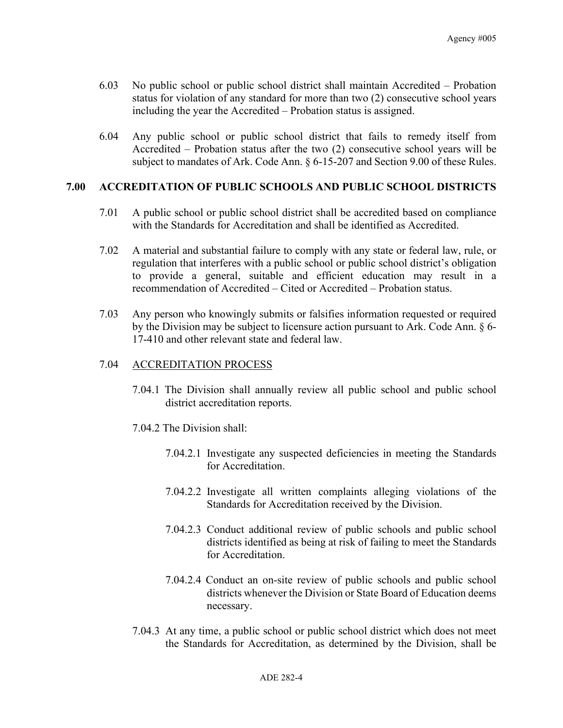6.03 No public school or public school district shall maintain Accredited – Probation status for violation of any standard for more than two (2) consecutive school years including the year the Accredited – Probation status is assigned.

6.04 Any public school or public school district that fails to remedy itself from Accredited – Probation status after the two (2) consecutive school years will be subject to mandates of Ark. Code Ann. § 6-15-207 and Section 9.00 of these Rules.

## 7.00 ACCREDITATION OF PUBLIC SCHOOLS AND PUBLIC SCHOOL DISTRICTS

7.01 A public school or public school district shall be accredited based on compliance with the Standards for Accreditation and shall be identified as Accredited.

7.02 A material and substantial failure to comply with any state or federal law, rule, or regulation that interferes with a public school or public school district's obligation to provide a general, suitable and efficient education may result in a recommendation of Accredited – Cited or Accredited – Probation status.

7.03 Any person who knowingly submits or falsifies information requested or required by the Division may be subject to licensure action pursuant to Ark. Code Ann. § 6-17-410 and other relevant state and federal law.

7.04 ACCREDITATION PROCESS

7.04.1 The Division shall annually review all public school and public school district accreditation reports.

7.04.2 The Division shall:

7.04.2.1 Investigate any suspected deficiencies in meeting the Standards for Accreditation.

7.04.2.2 Investigate all written complaints alleging violations of the Standards for Accreditation received by the Division.

7.04.2.3 Conduct additional review of public schools and public school districts identified as being at risk of failing to meet the Standards for Accreditation.

7.04.2.4 Conduct an on-site review of public schools and public school districts whenever the Division or State Board of Education deems necessary.

7.04.3 At any time, a public school or public school district which does not meet the Standards for Accreditation, as determined by the Division, shall be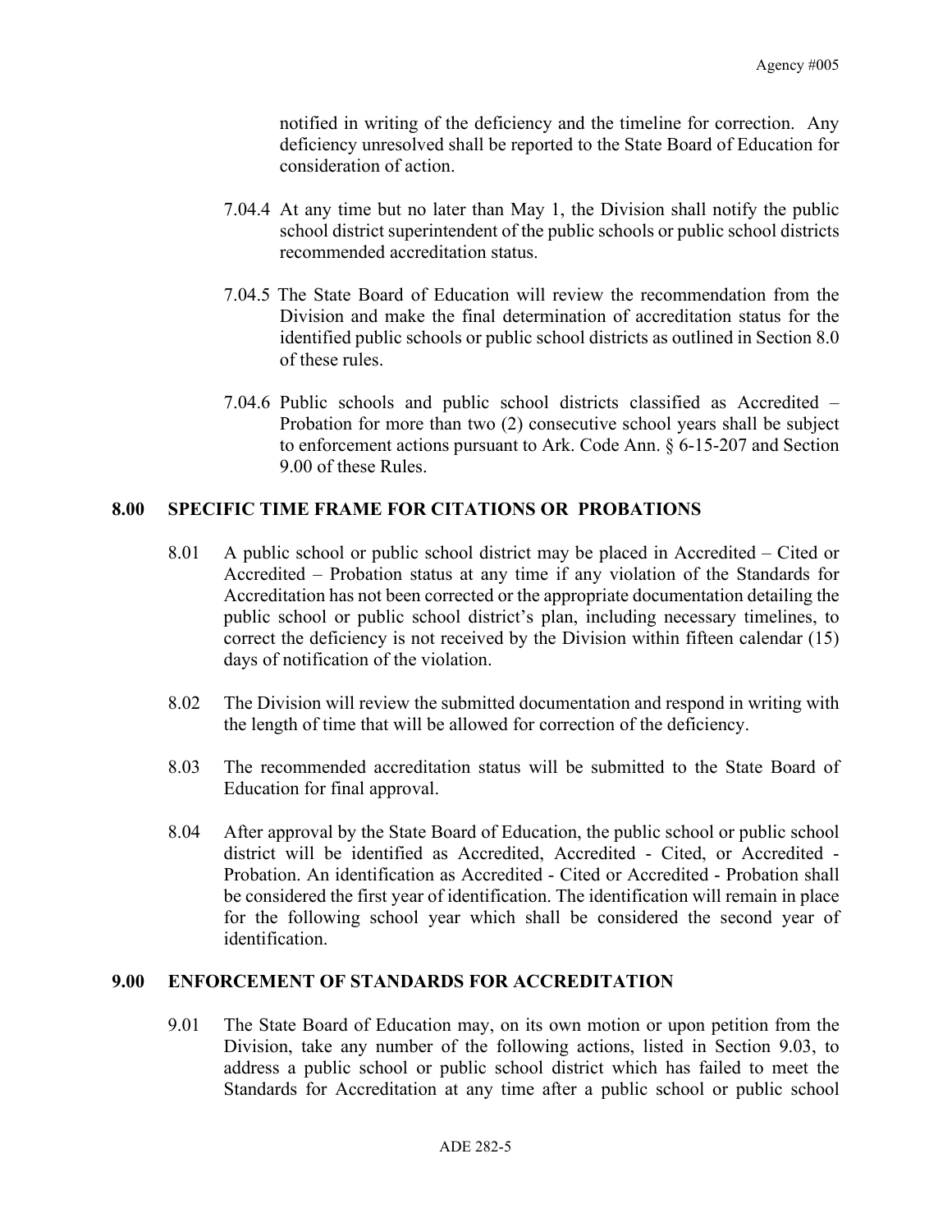notified in writing of the deficiency and the timeline for correction. Any deficiency unresolved shall be reported to the State Board of Education for consideration of action.

7.04.4 At any time but no later than May 1, the Division shall notify the public school district superintendent of the public schools or public school districts recommended accreditation status.

7.04.5 The State Board of Education will review the recommendation from the Division and make the final determination of accreditation status for the identified public schools or public school districts as outlined in Section 8.0 of these rules.

7.04.6 Public schools and public school districts classified as Accredited – Probation for more than two (2) consecutive school years shall be subject to enforcement actions pursuant to Ark. Code Ann. § 6-15-207 and Section 9.00 of these Rules.

## 8.00 SPECIFIC TIME FRAME FOR CITATIONS OR PROBATIONS

8.01 A public school or public school district may be placed in Accredited – Cited or Accredited – Probation status at any time if any violation of the Standards for Accreditation has not been corrected or the appropriate documentation detailing the public school or public school district's plan, including necessary timelines, to correct the deficiency is not received by the Division within fifteen calendar (15) days of notification of the violation.

8.02 The Division will review the submitted documentation and respond in writing with the length of time that will be allowed for correction of the deficiency.

8.03 The recommended accreditation status will be submitted to the State Board of Education for final approval.

8.04 After approval by the State Board of Education, the public school or public school district will be identified as Accredited, Accredited - Cited, or Accredited - Probation. An identification as Accredited - Cited or Accredited - Probation shall be considered the first year of identification. The identification will remain in place for the following school year which shall be considered the second year of identification.

## 9.00 ENFORCEMENT OF STANDARDS FOR ACCREDITATION

9.01 The State Board of Education may, on its own motion or upon petition from the Division, take any number of the following actions, listed in Section 9.03, to address a public school or public school district which has failed to meet the Standards for Accreditation at any time after a public school or public school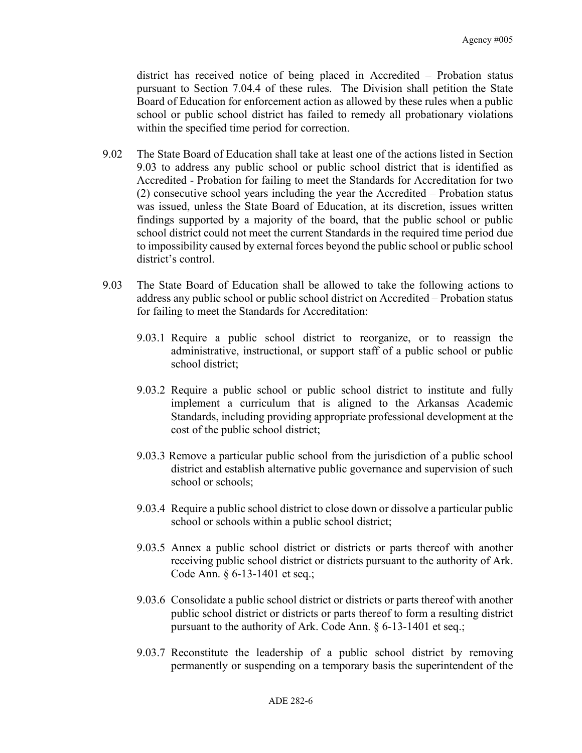district has received notice of being placed in Accredited – Probation status pursuant to Section 7.04.4 of these rules. The Division shall petition the State Board of Education for enforcement action as allowed by these rules when a public school or public school district has failed to remedy all probationary violations within the specified time period for correction.

9.02 The State Board of Education shall take at least one of the actions listed in Section 9.03 to address any public school or public school district that is identified as Accredited - Probation for failing to meet the Standards for Accreditation for two (2) consecutive school years including the year the Accredited – Probation status was issued, unless the State Board of Education, at its discretion, issues written findings supported by a majority of the board, that the public school or public school district could not meet the current Standards in the required time period due to impossibility caused by external forces beyond the public school or public school district's control.

9.03 The State Board of Education shall be allowed to take the following actions to address any public school or public school district on Accredited – Probation status for failing to meet the Standards for Accreditation:

9.03.1 Require a public school district to reorganize, or to reassign the administrative, instructional, or support staff of a public school or public school district;

9.03.2 Require a public school or public school district to institute and fully implement a curriculum that is aligned to the Arkansas Academic Standards, including providing appropriate professional development at the cost of the public school district;

9.03.3 Remove a particular public school from the jurisdiction of a public school district and establish alternative public governance and supervision of such school or schools;

9.03.4 Require a public school district to close down or dissolve a particular public school or schools within a public school district;

9.03.5 Annex a public school district or districts or parts thereof with another receiving public school district or districts pursuant to the authority of Ark. Code Ann. § 6-13-1401 et seq.;

9.03.6 Consolidate a public school district or districts or parts thereof with another public school district or districts or parts thereof to form a resulting district pursuant to the authority of Ark. Code Ann. § 6-13-1401 et seq.;

9.03.7 Reconstitute the leadership of a public school district by removing permanently or suspending on a temporary basis the superintendent of the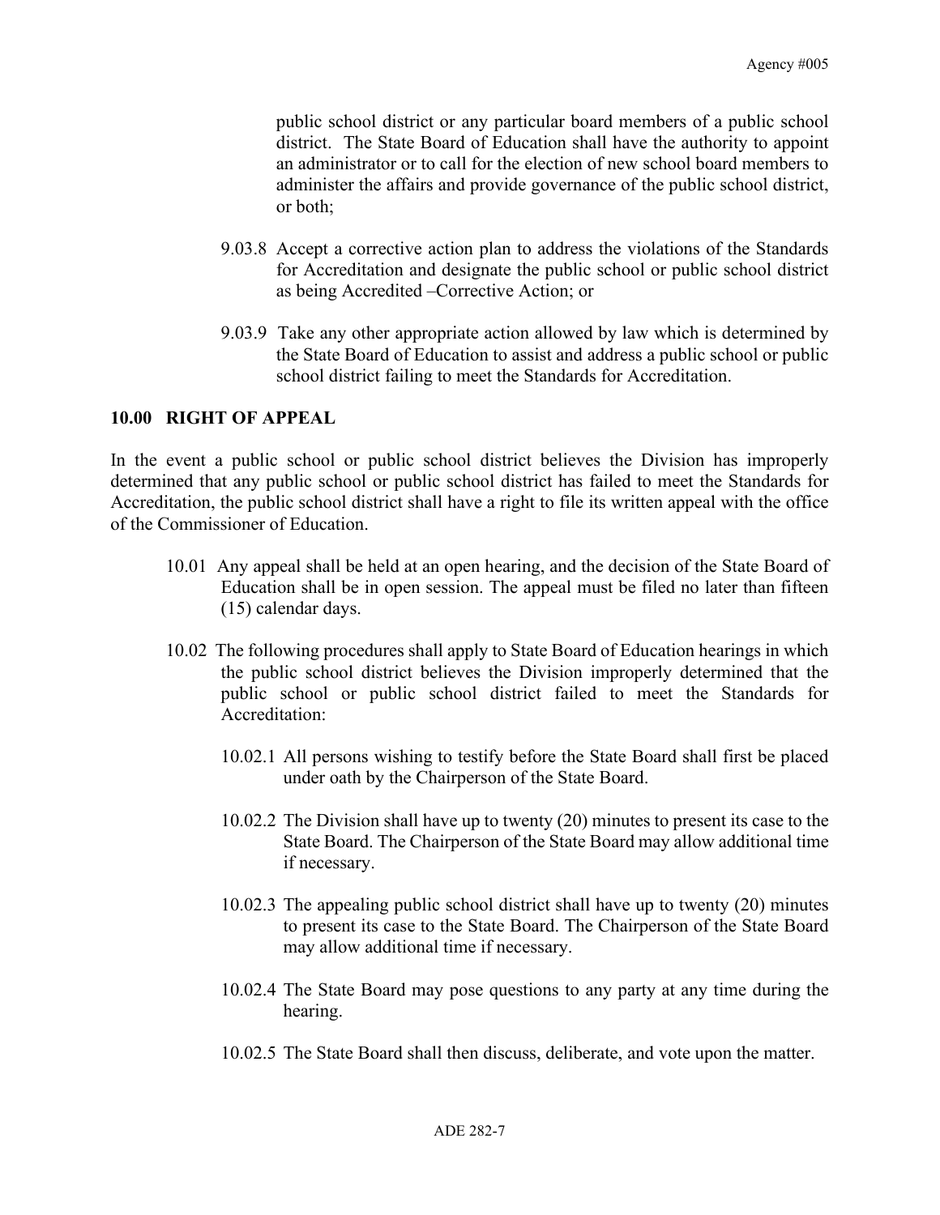public school district or any particular board members of a public school district. The State Board of Education shall have the authority to appoint an administrator or to call for the election of new school board members to administer the affairs and provide governance of the public school district, or both;

9.03.8 Accept a corrective action plan to address the violations of the Standards for Accreditation and designate the public school or public school district as being Accredited –Corrective Action; or

9.03.9 Take any other appropriate action allowed by law which is determined by the State Board of Education to assist and address a public school or public school district failing to meet the Standards for Accreditation.

## 10.00 RIGHT OF APPEAL

In the event a public school or public school district believes the Division has improperly determined that any public school or public school district has failed to meet the Standards for Accreditation, the public school district shall have a right to file its written appeal with the office of the Commissioner of Education.

10.01 Any appeal shall be held at an open hearing, and the decision of the State Board of Education shall be in open session. The appeal must be filed no later than fifteen (15) calendar days.

10.02 The following procedures shall apply to State Board of Education hearings in which the public school district believes the Division improperly determined that the public school or public school district failed to meet the Standards for Accreditation:

10.02.1 All persons wishing to testify before the State Board shall first be placed under oath by the Chairperson of the State Board.

10.02.2 The Division shall have up to twenty (20) minutes to present its case to the State Board. The Chairperson of the State Board may allow additional time if necessary.

10.02.3 The appealing public school district shall have up to twenty (20) minutes to present its case to the State Board. The Chairperson of the State Board may allow additional time if necessary.

10.02.4 The State Board may pose questions to any party at any time during the hearing.

10.02.5 The State Board shall then discuss, deliberate, and vote upon the matter.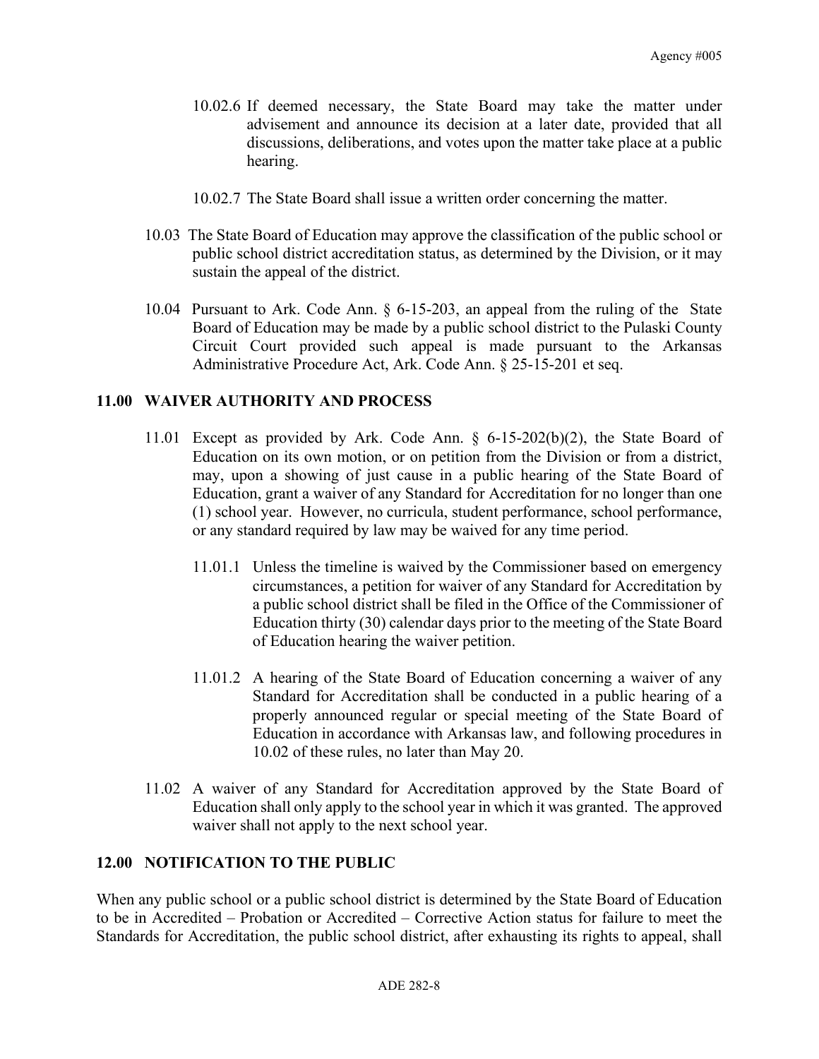10.02.6 If deemed necessary, the State Board may take the matter under advisement and announce its decision at a later date, provided that all discussions, deliberations, and votes upon the matter take place at a public hearing.

10.02.7 The State Board shall issue a written order concerning the matter.

10.03 The State Board of Education may approve the classification of the public school or public school district accreditation status, as determined by the Division, or it may sustain the appeal of the district.

10.04 Pursuant to Ark. Code Ann. § 6-15-203, an appeal from the ruling of the State Board of Education may be made by a public school district to the Pulaski County Circuit Court provided such appeal is made pursuant to the Arkansas Administrative Procedure Act, Ark. Code Ann. § 25-15-201 et seq.

## 11.00 WAIVER AUTHORITY AND PROCESS

11.01 Except as provided by Ark. Code Ann. § 6-15-202(b)(2), the State Board of Education on its own motion, or on petition from the Division or from a district, may, upon a showing of just cause in a public hearing of the State Board of Education, grant a waiver of any Standard for Accreditation for no longer than one (1) school year. However, no curricula, student performance, school performance, or any standard required by law may be waived for any time period.

11.01.1 Unless the timeline is waived by the Commissioner based on emergency circumstances, a petition for waiver of any Standard for Accreditation by a public school district shall be filed in the Office of the Commissioner of Education thirty (30) calendar days prior to the meeting of the State Board of Education hearing the waiver petition.

11.01.2 A hearing of the State Board of Education concerning a waiver of any Standard for Accreditation shall be conducted in a public hearing of a properly announced regular or special meeting of the State Board of Education in accordance with Arkansas law, and following procedures in 10.02 of these rules, no later than May 20.

11.02 A waiver of any Standard for Accreditation approved by the State Board of Education shall only apply to the school year in which it was granted. The approved waiver shall not apply to the next school year.

## 12.00 NOTIFICATION TO THE PUBLIC

When any public school or a public school district is determined by the State Board of Education to be in Accredited – Probation or Accredited – Corrective Action status for failure to meet the Standards for Accreditation, the public school district, after exhausting its rights to appeal, shall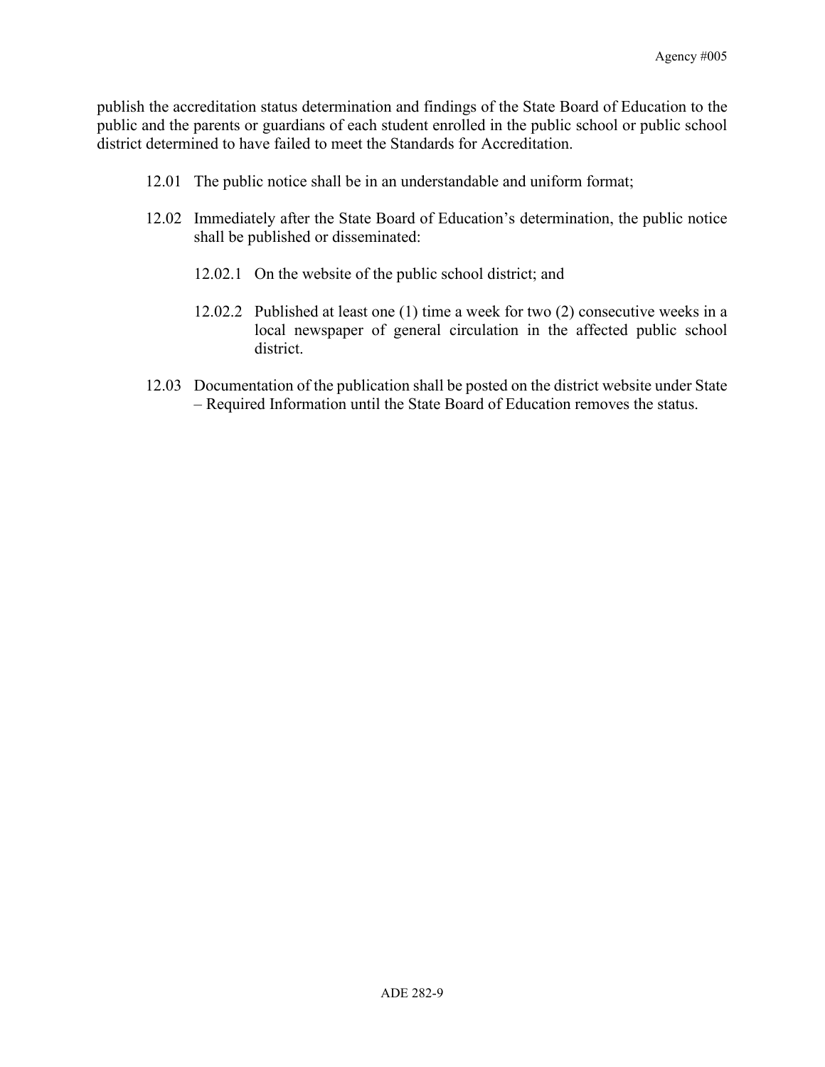publish the accreditation status determination and findings of the State Board of Education to the public and the parents or guardians of each student enrolled in the public school or public school district determined to have failed to meet the Standards for Accreditation.

12.01 The public notice shall be in an understandable and uniform format;

12.02 Immediately after the State Board of Education's determination, the public notice shall be published or disseminated:

12.02.1 On the website of the public school district; and

12.02.2 Published at least one (1) time a week for two (2) consecutive weeks in a local newspaper of general circulation in the affected public school district.

12.03 Documentation of the publication shall be posted on the district website under State – Required Information until the State Board of Education removes the status.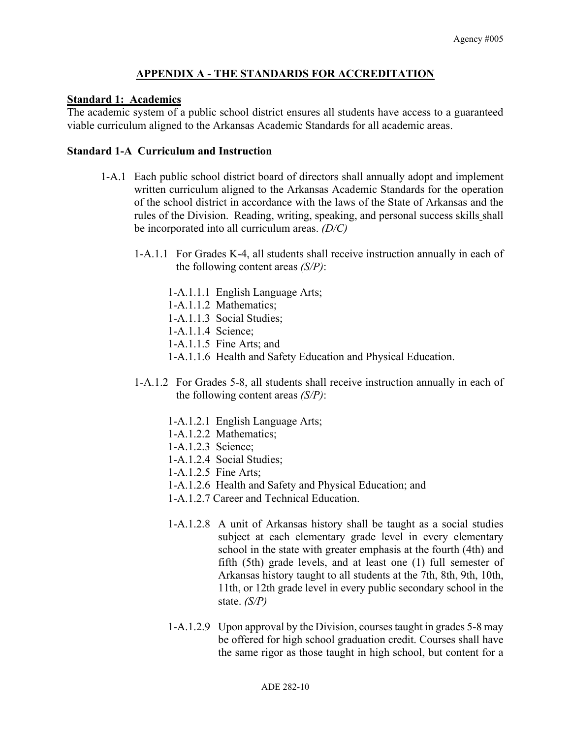## APPENDIX A - THE STANDARDS FOR ACCREDITATION

**Standard 1: Academics**

The academic system of a public school district ensures all students have access to a guaranteed viable curriculum aligned to the Arkansas Academic Standards for all academic areas.

**Standard 1-A Curriculum and Instruction**

1-A.1 Each public school district board of directors shall annually adopt and implement written curriculum aligned to the Arkansas Academic Standards for the operation of the school district in accordance with the laws of the State of Arkansas and the rules of the Division. Reading, writing, speaking, and personal success skills shall be incorporated into all curriculum areas. *(D/C)*

1-A.1.1 For Grades K-4, all students shall receive instruction annually in each of the following content areas *(S/P)*:

1-A.1.1.1 English Language Arts;
1-A.1.1.2 Mathematics;
1-A.1.1.3 Social Studies;
1-A.1.1.4 Science;
1-A.1.1.5 Fine Arts; and
1-A.1.1.6 Health and Safety Education and Physical Education.

1-A.1.2 For Grades 5-8, all students shall receive instruction annually in each of the following content areas *(S/P)*:

1-A.1.2.1 English Language Arts;
1-A.1.2.2 Mathematics;
1-A.1.2.3 Science;
1-A.1.2.4 Social Studies;
1-A.1.2.5 Fine Arts;
1-A.1.2.6 Health and Safety and Physical Education; and
1-A.1.2.7 Career and Technical Education.

1-A.1.2.8 A unit of Arkansas history shall be taught as a social studies subject at each elementary grade level in every elementary school in the state with greater emphasis at the fourth (4th) and fifth (5th) grade levels, and at least one (1) full semester of Arkansas history taught to all students at the 7th, 8th, 9th, 10th, 11th, or 12th grade level in every public secondary school in the state. *(S/P)*

1-A.1.2.9 Upon approval by the Division, courses taught in grades 5-8 may be offered for high school graduation credit. Courses shall have the same rigor as those taught in high school, but content for a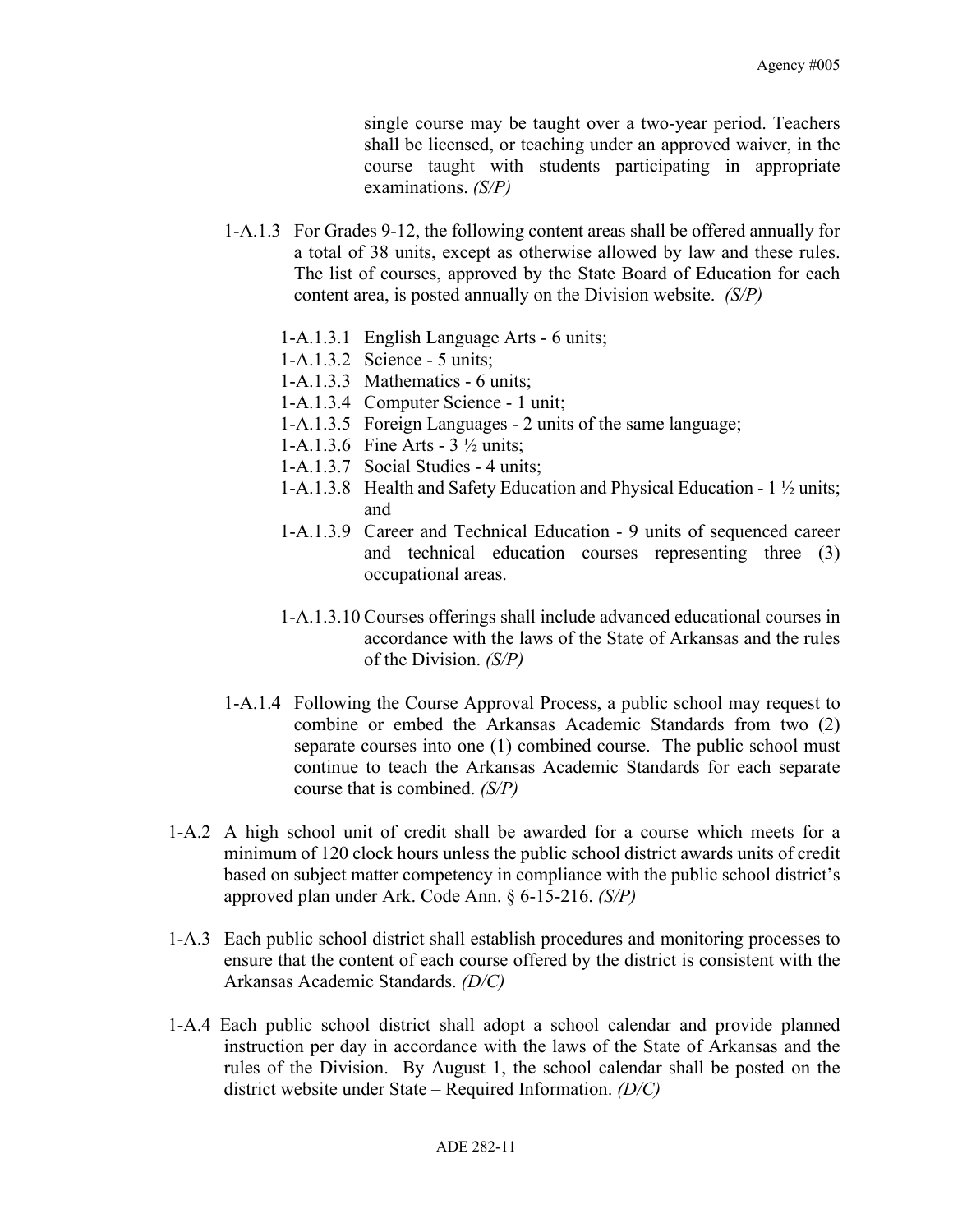single course may be taught over a two-year period. Teachers shall be licensed, or teaching under an approved waiver, in the course taught with students participating in appropriate examinations. *(S/P)*

1-A.1.3 For Grades 9-12, the following content areas shall be offered annually for a total of 38 units, except as otherwise allowed by law and these rules. The list of courses, approved by the State Board of Education for each content area, is posted annually on the Division website. *(S/P)*

1-A.1.3.1 English Language Arts - 6 units;
1-A.1.3.2 Science - 5 units;
1-A.1.3.3 Mathematics - 6 units;
1-A.1.3.4 Computer Science - 1 unit;
1-A.1.3.5 Foreign Languages - 2 units of the same language;
1-A.1.3.6 Fine Arts - 3 ½ units;
1-A.1.3.7 Social Studies - 4 units;
1-A.1.3.8 Health and Safety Education and Physical Education - 1 ½ units; and
1-A.1.3.9 Career and Technical Education - 9 units of sequenced career and technical education courses representing three (3) occupational areas.

1-A.1.3.10 Courses offerings shall include advanced educational courses in accordance with the laws of the State of Arkansas and the rules of the Division. *(S/P)*

1-A.1.4 Following the Course Approval Process, a public school may request to combine or embed the Arkansas Academic Standards from two (2) separate courses into one (1) combined course. The public school must continue to teach the Arkansas Academic Standards for each separate course that is combined. *(S/P)*

1-A.2 A high school unit of credit shall be awarded for a course which meets for a minimum of 120 clock hours unless the public school district awards units of credit based on subject matter competency in compliance with the public school district's approved plan under Ark. Code Ann. § 6-15-216. *(S/P)*

1-A.3 Each public school district shall establish procedures and monitoring processes to ensure that the content of each course offered by the district is consistent with the Arkansas Academic Standards. *(D/C)*

1-A.4 Each public school district shall adopt a school calendar and provide planned instruction per day in accordance with the laws of the State of Arkansas and the rules of the Division. By August 1, the school calendar shall be posted on the district website under State – Required Information. *(D/C)*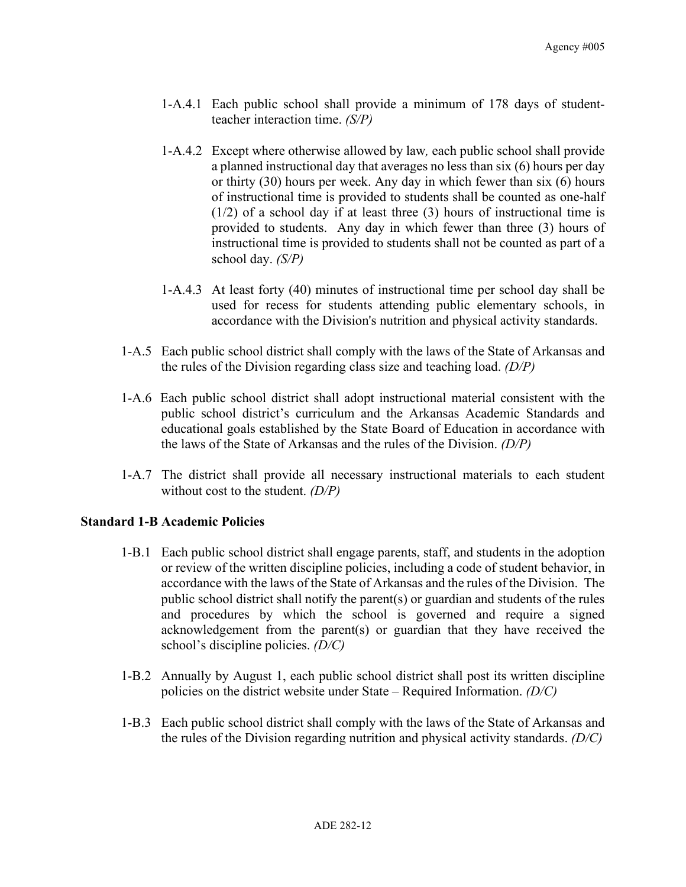1-A.4.1 Each public school shall provide a minimum of 178 days of student-teacher interaction time. *(S/P)*

1-A.4.2 Except where otherwise allowed by law, each public school shall provide a planned instructional day that averages no less than six (6) hours per day or thirty (30) hours per week. Any day in which fewer than six (6) hours of instructional time is provided to students shall be counted as one-half (1/2) of a school day if at least three (3) hours of instructional time is provided to students. Any day in which fewer than three (3) hours of instructional time is provided to students shall not be counted as part of a school day. *(S/P)*

1-A.4.3 At least forty (40) minutes of instructional time per school day shall be used for recess for students attending public elementary schools, in accordance with the Division's nutrition and physical activity standards.

1-A.5 Each public school district shall comply with the laws of the State of Arkansas and the rules of the Division regarding class size and teaching load. *(D/P)*

1-A.6 Each public school district shall adopt instructional material consistent with the public school district's curriculum and the Arkansas Academic Standards and educational goals established by the State Board of Education in accordance with the laws of the State of Arkansas and the rules of the Division. *(D/P)*

1-A.7 The district shall provide all necessary instructional materials to each student without cost to the student. *(D/P)*

**Standard 1-B Academic Policies**

1-B.1 Each public school district shall engage parents, staff, and students in the adoption or review of the written discipline policies, including a code of student behavior, in accordance with the laws of the State of Arkansas and the rules of the Division. The public school district shall notify the parent(s) or guardian and students of the rules and procedures by which the school is governed and require a signed acknowledgement from the parent(s) or guardian that they have received the school's discipline policies. *(D/C)*

1-B.2 Annually by August 1, each public school district shall post its written discipline policies on the district website under State – Required Information. *(D/C)*

1-B.3 Each public school district shall comply with the laws of the State of Arkansas and the rules of the Division regarding nutrition and physical activity standards. *(D/C)*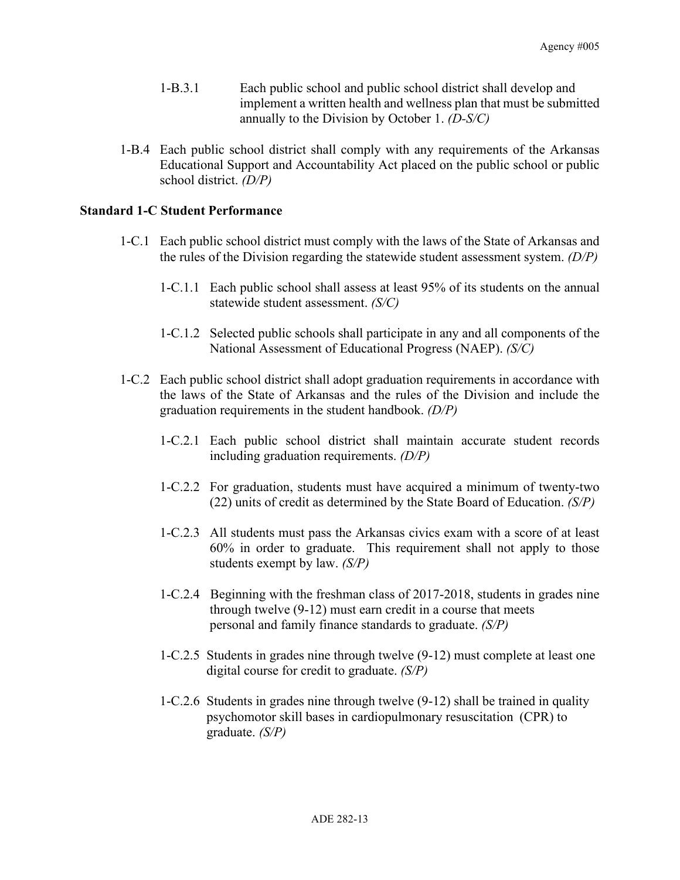1-B.3.1 Each public school and public school district shall develop and implement a written health and wellness plan that must be submitted annually to the Division by October 1. *(D-S/C)*

1-B.4 Each public school district shall comply with any requirements of the Arkansas Educational Support and Accountability Act placed on the public school or public school district. *(D/P)*

**Standard 1-C Student Performance**

1-C.1 Each public school district must comply with the laws of the State of Arkansas and the rules of the Division regarding the statewide student assessment system. *(D/P)*

1-C.1.1 Each public school shall assess at least 95% of its students on the annual statewide student assessment. *(S/C)*

1-C.1.2 Selected public schools shall participate in any and all components of the National Assessment of Educational Progress (NAEP). *(S/C)*

1-C.2 Each public school district shall adopt graduation requirements in accordance with the laws of the State of Arkansas and the rules of the Division and include the graduation requirements in the student handbook. *(D/P)*

1-C.2.1 Each public school district shall maintain accurate student records including graduation requirements. *(D/P)*

1-C.2.2 For graduation, students must have acquired a minimum of twenty-two (22) units of credit as determined by the State Board of Education. *(S/P)*

1-C.2.3 All students must pass the Arkansas civics exam with a score of at least 60% in order to graduate. This requirement shall not apply to those students exempt by law. *(S/P)*

1-C.2.4 Beginning with the freshman class of 2017-2018, students in grades nine through twelve (9-12) must earn credit in a course that meets personal and family finance standards to graduate. *(S/P)*

1-C.2.5 Students in grades nine through twelve (9-12) must complete at least one digital course for credit to graduate. *(S/P)*

1-C.2.6 Students in grades nine through twelve (9-12) shall be trained in quality psychomotor skill bases in cardiopulmonary resuscitation (CPR) to graduate. *(S/P)*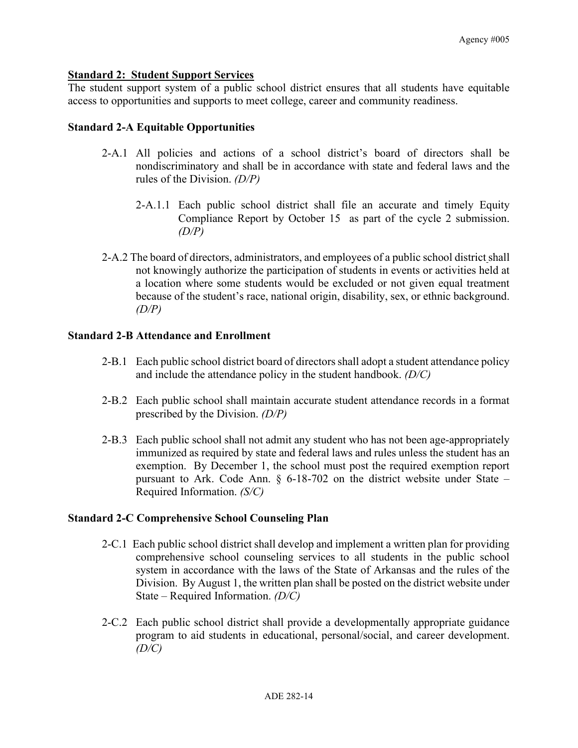**Standard 2: Student Support Services**

The student support system of a public school district ensures that all students have equitable access to opportunities and supports to meet college, career and community readiness.

**Standard 2-A Equitable Opportunities**

2-A.1 All policies and actions of a school district's board of directors shall be nondiscriminatory and shall be in accordance with state and federal laws and the rules of the Division. *(D/P)*

2-A.1.1 Each public school district shall file an accurate and timely Equity Compliance Report by October 15 as part of the cycle 2 submission. *(D/P)*

2-A.2 The board of directors, administrators, and employees of a public school district shall not knowingly authorize the participation of students in events or activities held at a location where some students would be excluded or not given equal treatment because of the student's race, national origin, disability, sex, or ethnic background. *(D/P)*

**Standard 2-B Attendance and Enrollment**

2-B.1 Each public school district board of directors shall adopt a student attendance policy and include the attendance policy in the student handbook. *(D/C)*

2-B.2 Each public school shall maintain accurate student attendance records in a format prescribed by the Division. *(D/P)*

2-B.3 Each public school shall not admit any student who has not been age-appropriately immunized as required by state and federal laws and rules unless the student has an exemption. By December 1, the school must post the required exemption report pursuant to Ark. Code Ann. § 6-18-702 on the district website under State – Required Information. *(S/C)*

**Standard 2-C Comprehensive School Counseling Plan**

2-C.1 Each public school district shall develop and implement a written plan for providing comprehensive school counseling services to all students in the public school system in accordance with the laws of the State of Arkansas and the rules of the Division. By August 1, the written plan shall be posted on the district website under State – Required Information. *(D/C)*

2-C.2 Each public school district shall provide a developmentally appropriate guidance program to aid students in educational, personal/social, and career development. *(D/C)*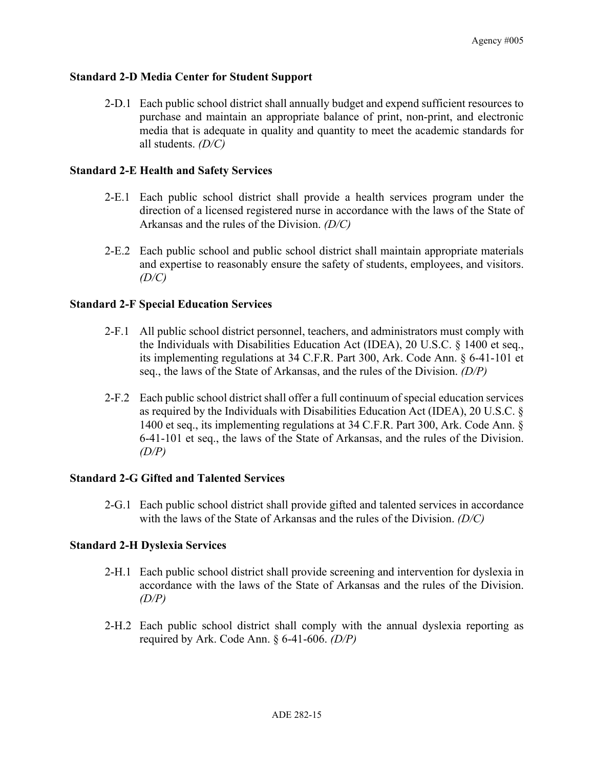### Standard 2-D Media Center for Student Support

2-D.1 Each public school district shall annually budget and expend sufficient resources to purchase and maintain an appropriate balance of print, non-print, and electronic media that is adequate in quality and quantity to meet the academic standards for all students. *(D/C)*

### Standard 2-E Health and Safety Services

2-E.1 Each public school district shall provide a health services program under the direction of a licensed registered nurse in accordance with the laws of the State of Arkansas and the rules of the Division. *(D/C)*

2-E.2 Each public school and public school district shall maintain appropriate materials and expertise to reasonably ensure the safety of students, employees, and visitors. *(D/C)*

### Standard 2-F Special Education Services

2-F.1 All public school district personnel, teachers, and administrators must comply with the Individuals with Disabilities Education Act (IDEA), 20 U.S.C. § 1400 et seq., its implementing regulations at 34 C.F.R. Part 300, Ark. Code Ann. § 6-41-101 et seq., the laws of the State of Arkansas, and the rules of the Division. *(D/P)*

2-F.2 Each public school district shall offer a full continuum of special education services as required by the Individuals with Disabilities Education Act (IDEA), 20 U.S.C. § 1400 et seq., its implementing regulations at 34 C.F.R. Part 300, Ark. Code Ann. § 6-41-101 et seq., the laws of the State of Arkansas, and the rules of the Division. *(D/P)*

### Standard 2-G Gifted and Talented Services

2-G.1 Each public school district shall provide gifted and talented services in accordance with the laws of the State of Arkansas and the rules of the Division. *(D/C)*

### Standard 2-H Dyslexia Services

2-H.1 Each public school district shall provide screening and intervention for dyslexia in accordance with the laws of the State of Arkansas and the rules of the Division. *(D/P)*

2-H.2 Each public school district shall comply with the annual dyslexia reporting as required by Ark. Code Ann. § 6-41-606. *(D/P)*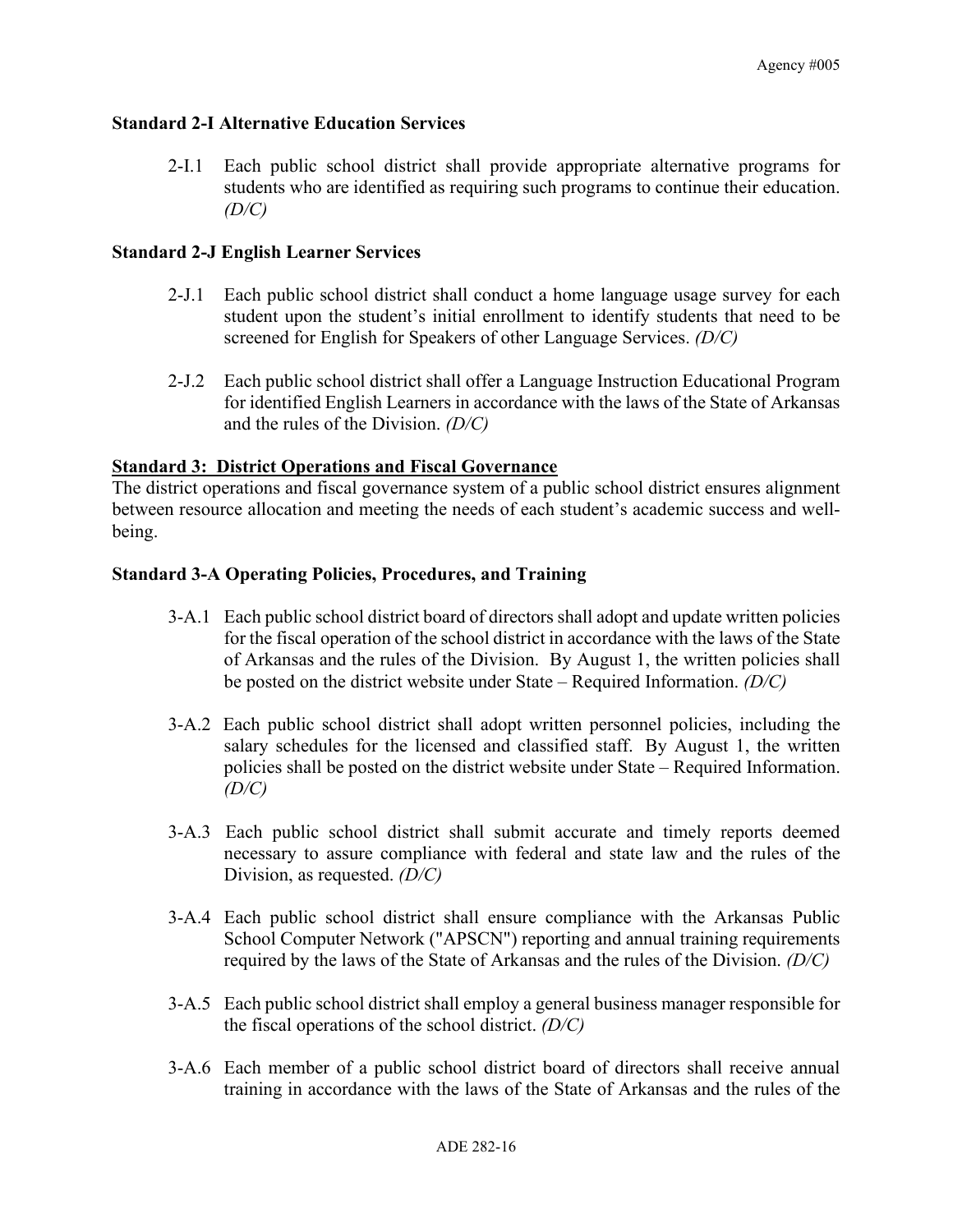**Standard 2-I Alternative Education Services**

2-I.1 Each public school district shall provide appropriate alternative programs for students who are identified as requiring such programs to continue their education. *(D/C)*

**Standard 2-J English Learner Services**

2-J.1 Each public school district shall conduct a home language usage survey for each student upon the student's initial enrollment to identify students that need to be screened for English for Speakers of other Language Services. *(D/C)*

2-J.2 Each public school district shall offer a Language Instruction Educational Program for identified English Learners in accordance with the laws of the State of Arkansas and the rules of the Division. *(D/C)*

**Standard 3: District Operations and Fiscal Governance**

The district operations and fiscal governance system of a public school district ensures alignment between resource allocation and meeting the needs of each student's academic success and well-being.

**Standard 3-A Operating Policies, Procedures, and Training**

3-A.1 Each public school district board of directors shall adopt and update written policies for the fiscal operation of the school district in accordance with the laws of the State of Arkansas and the rules of the Division. By August 1, the written policies shall be posted on the district website under State – Required Information. *(D/C)*

3-A.2 Each public school district shall adopt written personnel policies, including the salary schedules for the licensed and classified staff. By August 1, the written policies shall be posted on the district website under State – Required Information. *(D/C)*

3-A.3 Each public school district shall submit accurate and timely reports deemed necessary to assure compliance with federal and state law and the rules of the Division, as requested. *(D/C)*

3-A.4 Each public school district shall ensure compliance with the Arkansas Public School Computer Network ("APSCN") reporting and annual training requirements required by the laws of the State of Arkansas and the rules of the Division. *(D/C)*

3-A.5 Each public school district shall employ a general business manager responsible for the fiscal operations of the school district. *(D/C)*

3-A.6 Each member of a public school district board of directors shall receive annual training in accordance with the laws of the State of Arkansas and the rules of the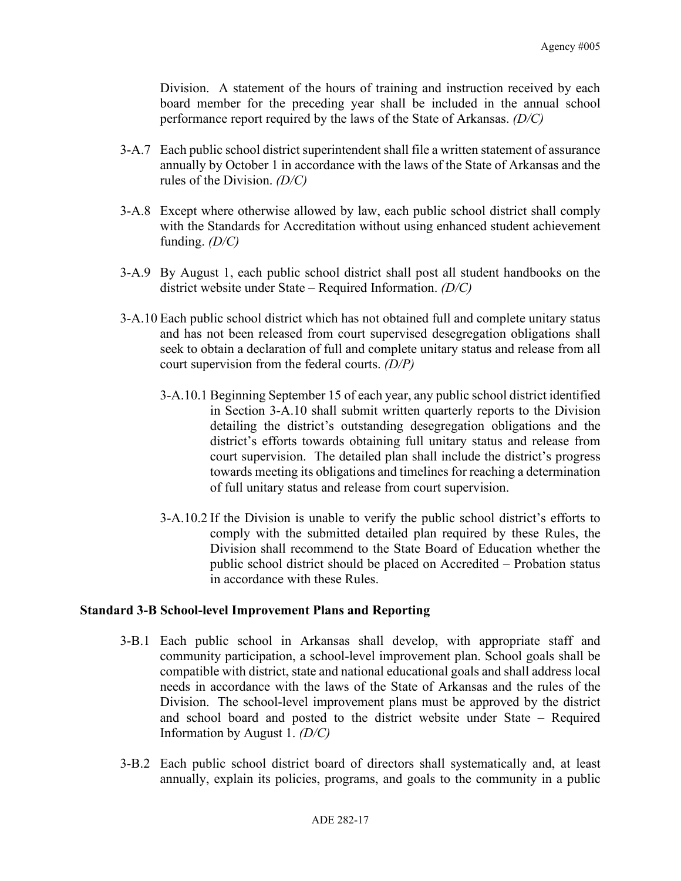Division. A statement of the hours of training and instruction received by each board member for the preceding year shall be included in the annual school performance report required by the laws of the State of Arkansas. *(D/C)*

3-A.7 Each public school district superintendent shall file a written statement of assurance annually by October 1 in accordance with the laws of the State of Arkansas and the rules of the Division. *(D/C)*

3-A.8 Except where otherwise allowed by law, each public school district shall comply with the Standards for Accreditation without using enhanced student achievement funding. *(D/C)*

3-A.9 By August 1, each public school district shall post all student handbooks on the district website under State – Required Information. *(D/C)*

3-A.10 Each public school district which has not obtained full and complete unitary status and has not been released from court supervised desegregation obligations shall seek to obtain a declaration of full and complete unitary status and release from all court supervision from the federal courts. *(D/P)*

3-A.10.1 Beginning September 15 of each year, any public school district identified in Section 3-A.10 shall submit written quarterly reports to the Division detailing the district's outstanding desegregation obligations and the district's efforts towards obtaining full unitary status and release from court supervision. The detailed plan shall include the district's progress towards meeting its obligations and timelines for reaching a determination of full unitary status and release from court supervision.

3-A.10.2 If the Division is unable to verify the public school district's efforts to comply with the submitted detailed plan required by these Rules, the Division shall recommend to the State Board of Education whether the public school district should be placed on Accredited – Probation status in accordance with these Rules.

**Standard 3-B School-level Improvement Plans and Reporting**

3-B.1 Each public school in Arkansas shall develop, with appropriate staff and community participation, a school-level improvement plan. School goals shall be compatible with district, state and national educational goals and shall address local needs in accordance with the laws of the State of Arkansas and the rules of the Division. The school-level improvement plans must be approved by the district and school board and posted to the district website under State – Required Information by August 1. *(D/C)*

3-B.2 Each public school district board of directors shall systematically and, at least annually, explain its policies, programs, and goals to the community in a public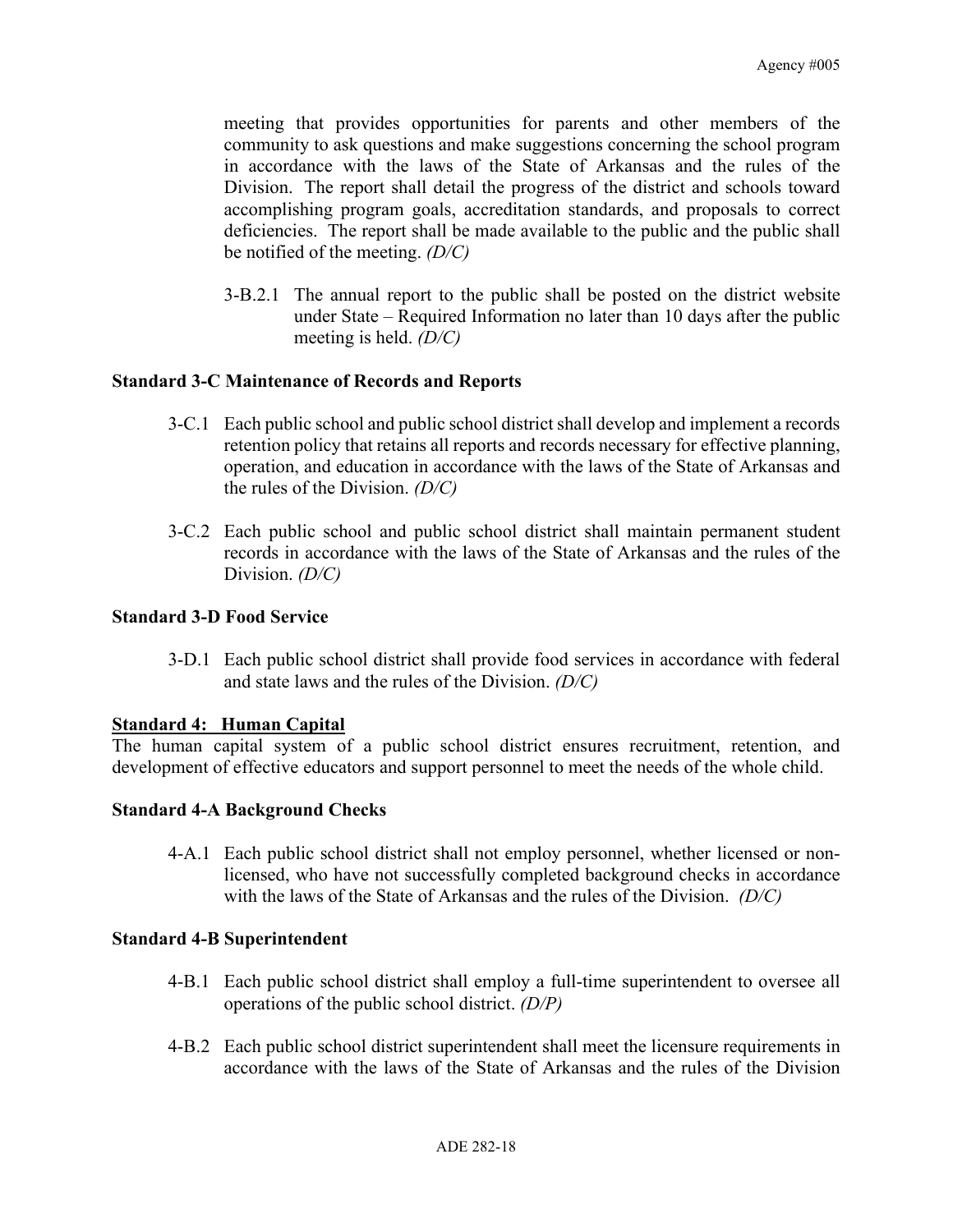meeting that provides opportunities for parents and other members of the community to ask questions and make suggestions concerning the school program in accordance with the laws of the State of Arkansas and the rules of the Division. The report shall detail the progress of the district and schools toward accomplishing program goals, accreditation standards, and proposals to correct deficiencies. The report shall be made available to the public and the public shall be notified of the meeting. *(D/C)*

3-B.2.1 The annual report to the public shall be posted on the district website under State – Required Information no later than 10 days after the public meeting is held. *(D/C)*

**Standard 3-C Maintenance of Records and Reports**

3-C.1 Each public school and public school district shall develop and implement a records retention policy that retains all reports and records necessary for effective planning, operation, and education in accordance with the laws of the State of Arkansas and the rules of the Division. *(D/C)*

3-C.2 Each public school and public school district shall maintain permanent student records in accordance with the laws of the State of Arkansas and the rules of the Division. *(D/C)*

**Standard 3-D Food Service**

3-D.1 Each public school district shall provide food services in accordance with federal and state laws and the rules of the Division. *(D/C)*

**<u>Standard 4: Human Capital</u>**

The human capital system of a public school district ensures recruitment, retention, and development of effective educators and support personnel to meet the needs of the whole child.

**Standard 4-A Background Checks**

4-A.1 Each public school district shall not employ personnel, whether licensed or non-licensed, who have not successfully completed background checks in accordance with the laws of the State of Arkansas and the rules of the Division. *(D/C)*

**Standard 4-B Superintendent**

4-B.1 Each public school district shall employ a full-time superintendent to oversee all operations of the public school district. *(D/P)*

4-B.2 Each public school district superintendent shall meet the licensure requirements in accordance with the laws of the State of Arkansas and the rules of the Division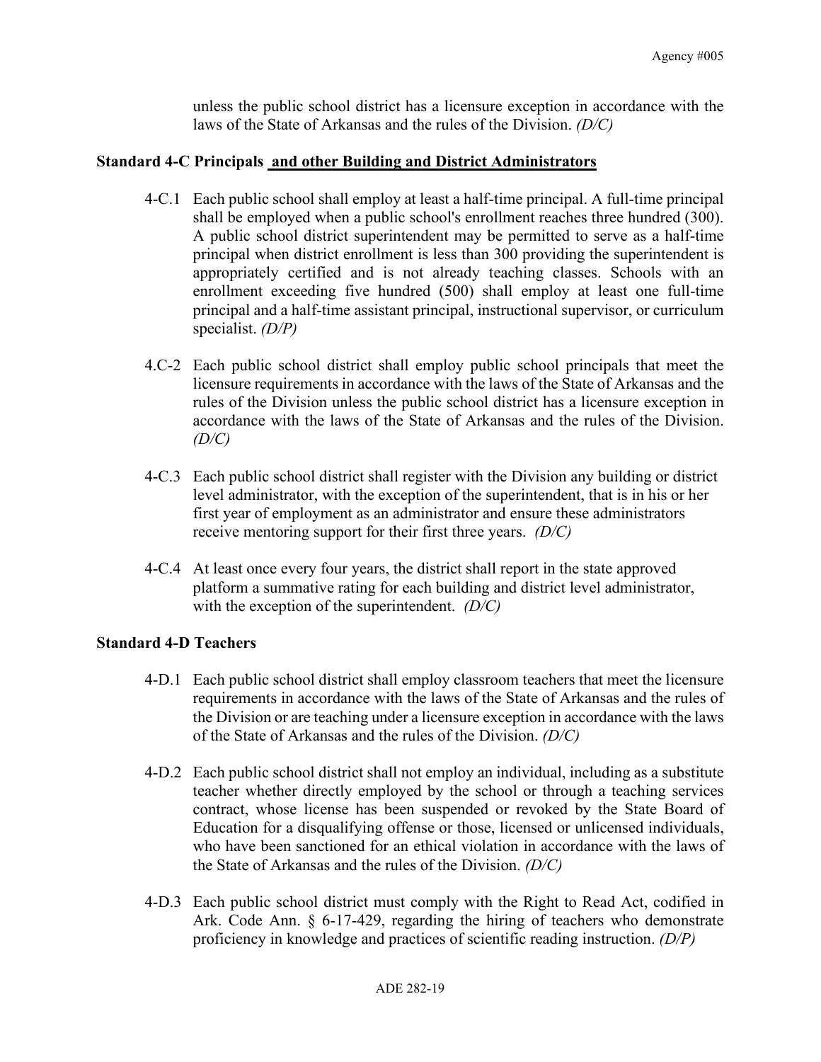unless the public school district has a licensure exception in accordance with the laws of the State of Arkansas and the rules of the Division. *(D/C)*

**Standard 4-C Principals and other Building and District Administrators**

4-C.1 Each public school shall employ at least a half-time principal. A full-time principal shall be employed when a public school's enrollment reaches three hundred (300). A public school district superintendent may be permitted to serve as a half-time principal when district enrollment is less than 300 providing the superintendent is appropriately certified and is not already teaching classes. Schools with an enrollment exceeding five hundred (500) shall employ at least one full-time principal and a half-time assistant principal, instructional supervisor, or curriculum specialist. *(D/P)*

4.C-2 Each public school district shall employ public school principals that meet the licensure requirements in accordance with the laws of the State of Arkansas and the rules of the Division unless the public school district has a licensure exception in accordance with the laws of the State of Arkansas and the rules of the Division. *(D/C)*

4-C.3 Each public school district shall register with the Division any building or district level administrator, with the exception of the superintendent, that is in his or her first year of employment as an administrator and ensure these administrators receive mentoring support for their first three years. *(D/C)*

4-C.4 At least once every four years, the district shall report in the state approved platform a summative rating for each building and district level administrator, with the exception of the superintendent. *(D/C)*

**Standard 4-D Teachers**

4-D.1 Each public school district shall employ classroom teachers that meet the licensure requirements in accordance with the laws of the State of Arkansas and the rules of the Division or are teaching under a licensure exception in accordance with the laws of the State of Arkansas and the rules of the Division. *(D/C)*

4-D.2 Each public school district shall not employ an individual, including as a substitute teacher whether directly employed by the school or through a teaching services contract, whose license has been suspended or revoked by the State Board of Education for a disqualifying offense or those, licensed or unlicensed individuals, who have been sanctioned for an ethical violation in accordance with the laws of the State of Arkansas and the rules of the Division. *(D/C)*

4-D.3 Each public school district must comply with the Right to Read Act, codified in Ark. Code Ann. § 6-17-429, regarding the hiring of teachers who demonstrate proficiency in knowledge and practices of scientific reading instruction. *(D/P)*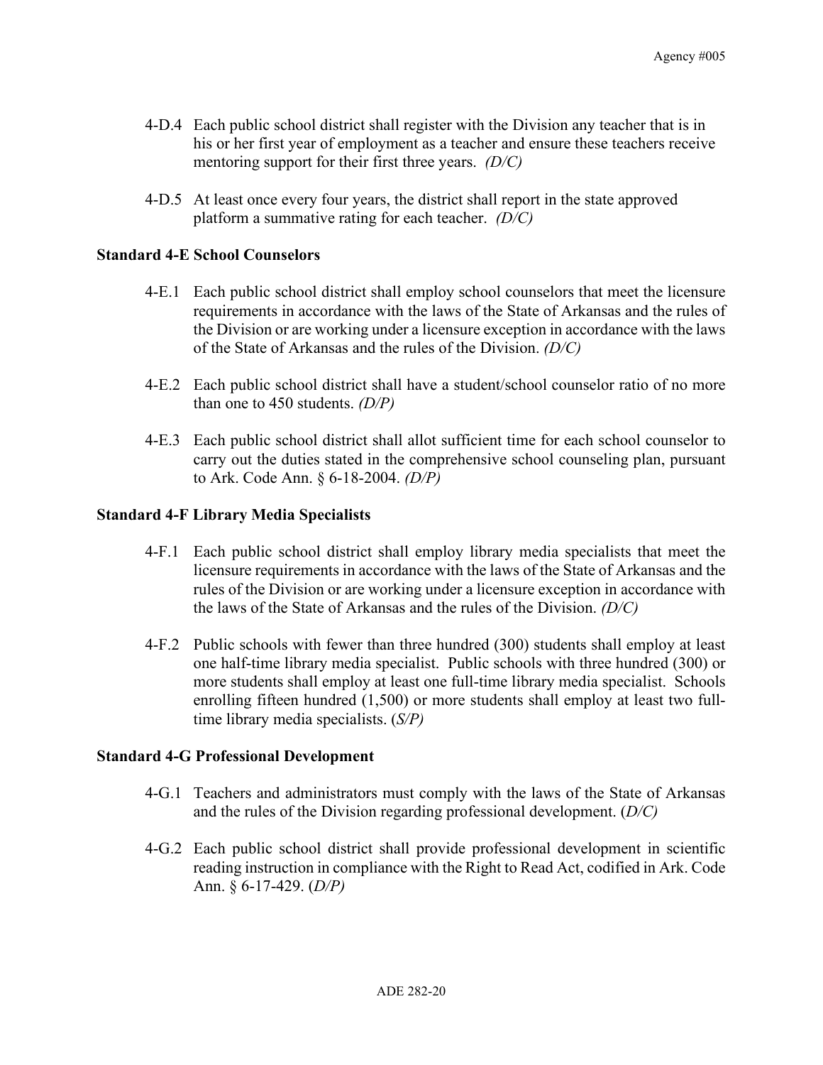4-D.4 Each public school district shall register with the Division any teacher that is in his or her first year of employment as a teacher and ensure these teachers receive mentoring support for their first three years. *(D/C)*

4-D.5 At least once every four years, the district shall report in the state approved platform a summative rating for each teacher. *(D/C)*

**Standard 4-E School Counselors**

4-E.1 Each public school district shall employ school counselors that meet the licensure requirements in accordance with the laws of the State of Arkansas and the rules of the Division or are working under a licensure exception in accordance with the laws of the State of Arkansas and the rules of the Division. *(D/C)*

4-E.2 Each public school district shall have a student/school counselor ratio of no more than one to 450 students. *(D/P)*

4-E.3 Each public school district shall allot sufficient time for each school counselor to carry out the duties stated in the comprehensive school counseling plan, pursuant to Ark. Code Ann. § 6-18-2004. *(D/P)*

**Standard 4-F Library Media Specialists**

4-F.1 Each public school district shall employ library media specialists that meet the licensure requirements in accordance with the laws of the State of Arkansas and the rules of the Division or are working under a licensure exception in accordance with the laws of the State of Arkansas and the rules of the Division. *(D/C)*

4-F.2 Public schools with fewer than three hundred (300) students shall employ at least one half-time library media specialist. Public schools with three hundred (300) or more students shall employ at least one full-time library media specialist. Schools enrolling fifteen hundred (1,500) or more students shall employ at least two full-time library media specialists. (*S/P)*

**Standard 4-G Professional Development**

4-G.1 Teachers and administrators must comply with the laws of the State of Arkansas and the rules of the Division regarding professional development. (*D/C)*

4-G.2 Each public school district shall provide professional development in scientific reading instruction in compliance with the Right to Read Act, codified in Ark. Code Ann. § 6-17-429. (*D/P)*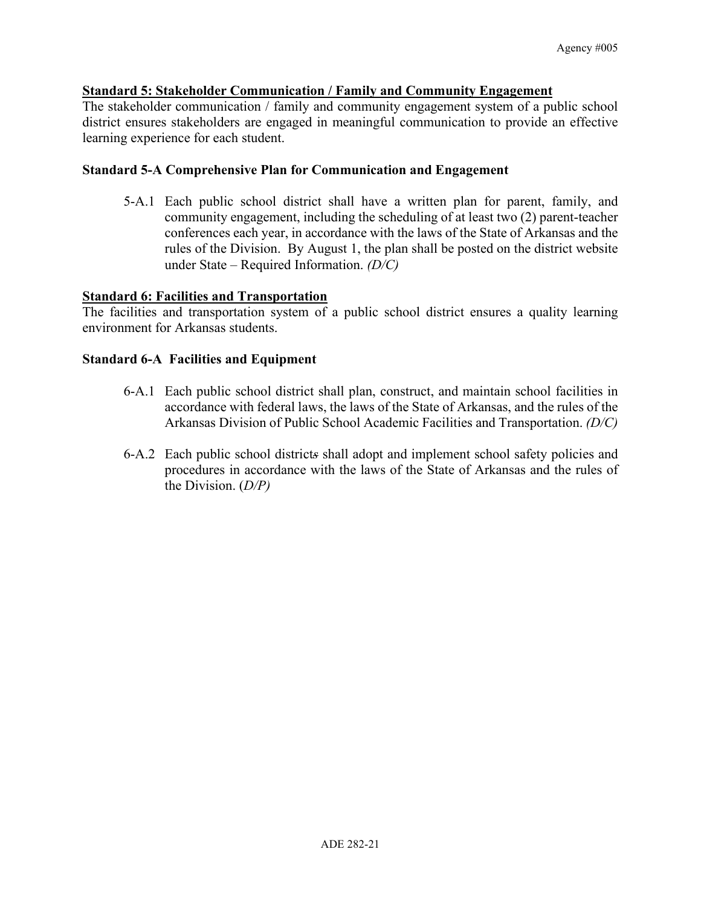**Standard 5: Stakeholder Communication / Family and Community Engagement**

The stakeholder communication / family and community engagement system of a public school district ensures stakeholders are engaged in meaningful communication to provide an effective learning experience for each student.

**Standard 5-A Comprehensive Plan for Communication and Engagement**

5-A.1 Each public school district shall have a written plan for parent, family, and community engagement, including the scheduling of at least two (2) parent-teacher conferences each year, in accordance with the laws of the State of Arkansas and the rules of the Division. By August 1, the plan shall be posted on the district website under State – Required Information. *(D/C)*

**Standard 6: Facilities and Transportation**

The facilities and transportation system of a public school district ensures a quality learning environment for Arkansas students.

**Standard 6-A Facilities and Equipment**

6-A.1 Each public school district shall plan, construct, and maintain school facilities in accordance with federal laws, the laws of the State of Arkansas, and the rules of the Arkansas Division of Public School Academic Facilities and Transportation. *(D/C)*

6-A.2 Each public school district~~s~~ shall adopt and implement school safety policies and procedures in accordance with the laws of the State of Arkansas and the rules of the Division. (*D/P)*